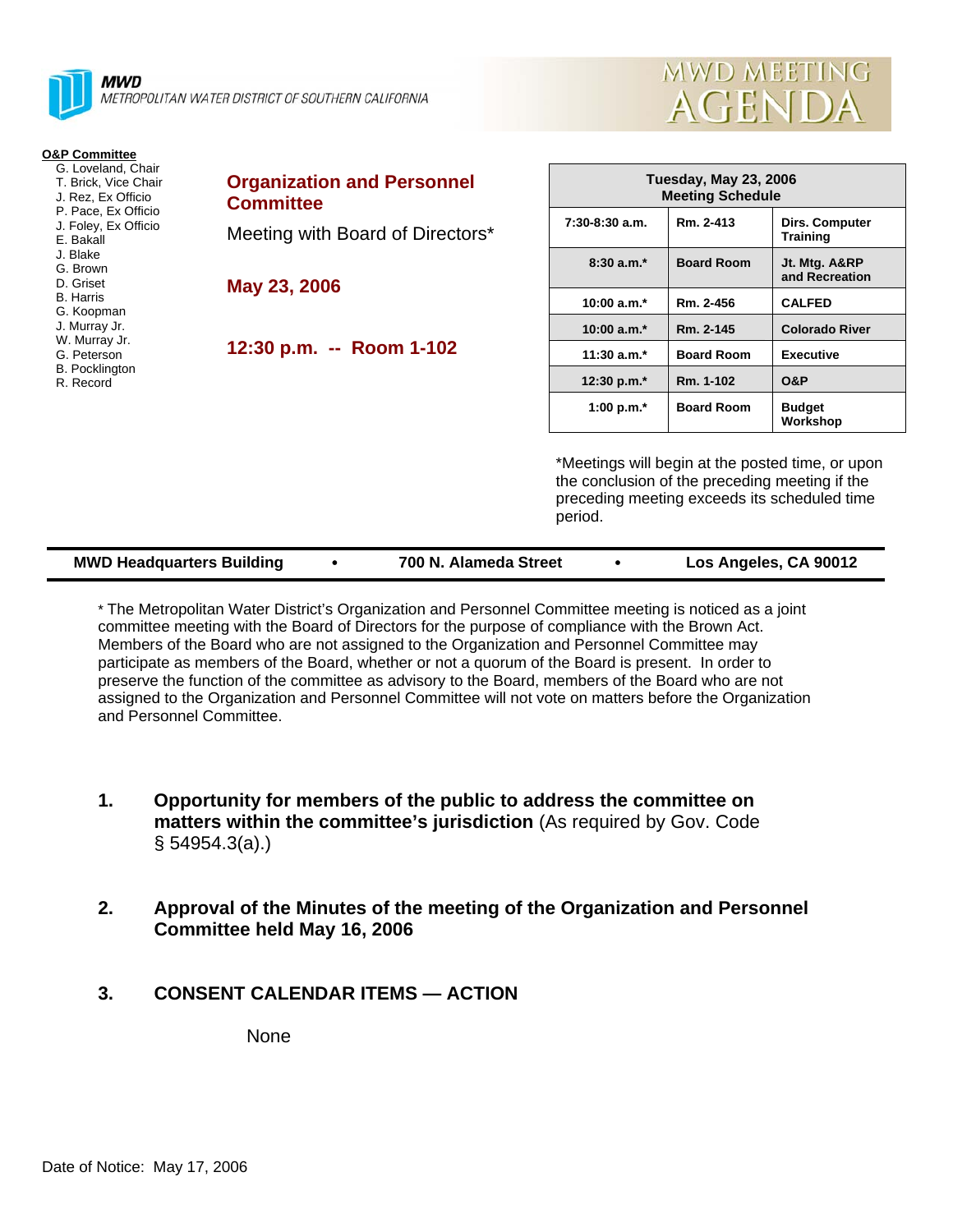**MWD**
*METROPOLITAN WATER DISTRICT OF SOUTHERN CALIFORNIA*

# MWD MEETING AGENDA

**O&P Committee**

- G. Loveland, Chair
- T. Brick, Vice Chair
- J. Rez, Ex Officio
- P. Pace, Ex Officio
- J. Foley, Ex Officio
- E. Bakall
- J. Blake
- G. Brown
- D. Griset
- B. Harris
- G. Koopman
- J. Murray Jr.
- W. Murray Jr.
- G. Peterson
- B. Pocklington
- R. Record

## Organization and Personnel Committee

Meeting with Board of Directors*

**May 23, 2006**

**12:30 p.m. -- Room 1-102**

| Tuesday, May 23, 2006 Meeting Schedule | | |
|---|---|---|
| 7:30-8:30 a.m. | Rm. 2-413 | Dirs. Computer Training |
| 8:30 a.m.* | Board Room | Jt. Mtg. A&RP and Recreation |
| 10:00 a.m.* | Rm. 2-456 | CALFED |
| 10:00 a.m.* | Rm. 2-145 | Colorado River |
| 11:30 a.m.* | Board Room | Executive |
| 12:30 p.m.* | Rm. 1-102 | O&P |
| 1:00 p.m.* | Board Room | Budget Workshop |

*Meetings will begin at the posted time, or upon the conclusion of the preceding meeting if the preceding meeting exceeds its scheduled time period.

**MWD Headquarters Building • 700 N. Alameda Street • Los Angeles, CA 90012**

* The Metropolitan Water District's Organization and Personnel Committee meeting is noticed as a joint committee meeting with the Board of Directors for the purpose of compliance with the Brown Act. Members of the Board who are not assigned to the Organization and Personnel Committee may participate as members of the Board, whether or not a quorum of the Board is present. In order to preserve the function of the committee as advisory to the Board, members of the Board who are not assigned to the Organization and Personnel Committee will not vote on matters before the Organization and Personnel Committee.

1. **Opportunity for members of the public to address the committee on matters within the committee's jurisdiction** (As required by Gov. Code § 54954.3(a).)

2. **Approval of the Minutes of the meeting of the Organization and Personnel Committee held May 16, 2006**

3. **CONSENT CALENDAR ITEMS — ACTION**

   None

Date of Notice: May 17, 2006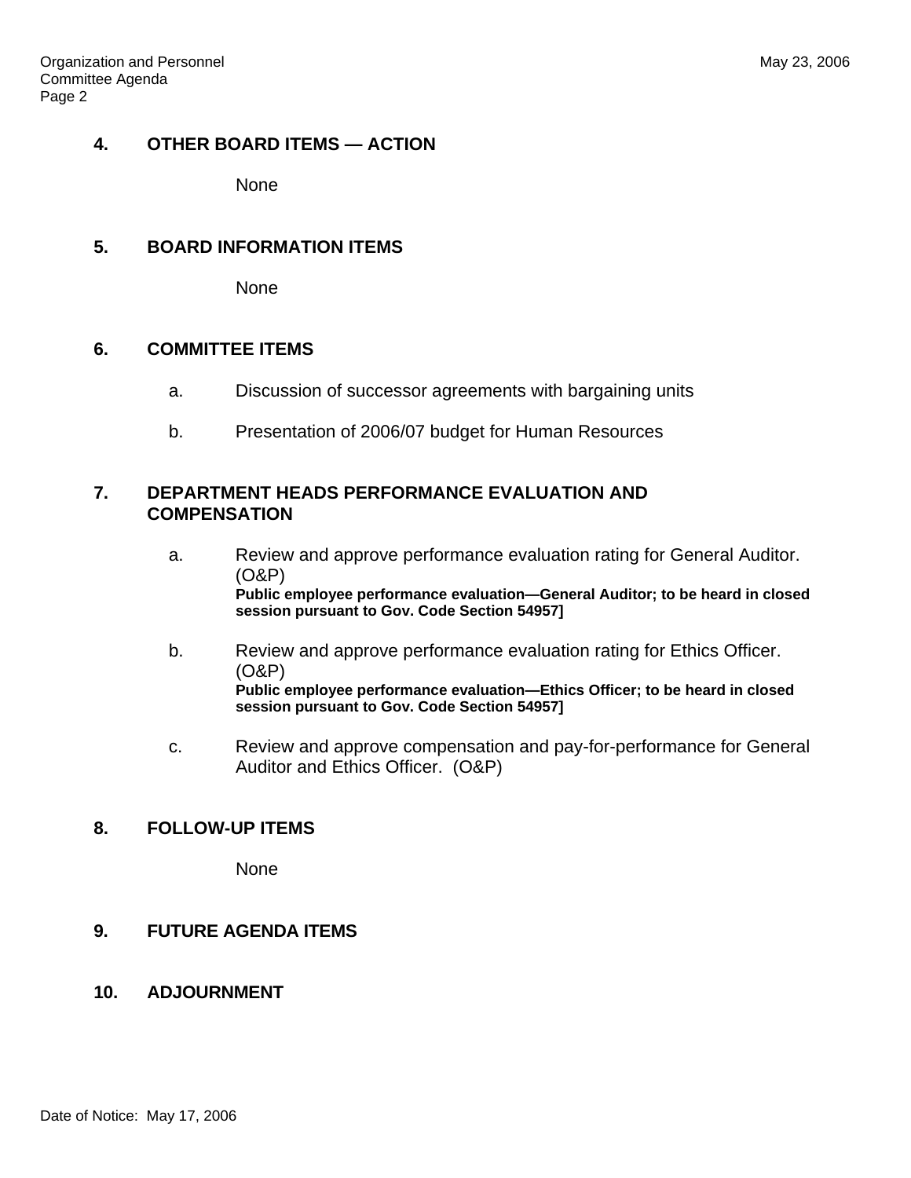## 4. OTHER BOARD ITEMS — ACTION

None

## 5. BOARD INFORMATION ITEMS

None

## 6. COMMITTEE ITEMS

a. Discussion of successor agreements with bargaining units

b. Presentation of 2006/07 budget for Human Resources

## 7. DEPARTMENT HEADS PERFORMANCE EVALUATION AND COMPENSATION

a. Review and approve performance evaluation rating for General Auditor. (O&P)
**Public employee performance evaluation—General Auditor; to be heard in closed session pursuant to Gov. Code Section 54957]**

b. Review and approve performance evaluation rating for Ethics Officer. (O&P)
**Public employee performance evaluation—Ethics Officer; to be heard in closed session pursuant to Gov. Code Section 54957]**

c. Review and approve compensation and pay-for-performance for General Auditor and Ethics Officer. (O&P)

## 8. FOLLOW-UP ITEMS

None

## 9. FUTURE AGENDA ITEMS

## 10. ADJOURNMENT

Date of Notice: May 17, 2006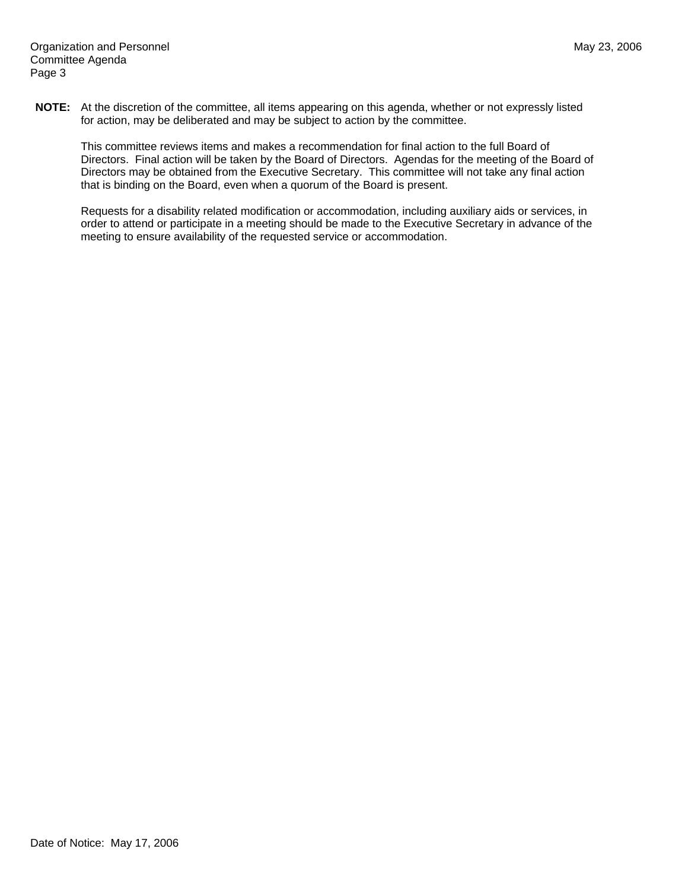**NOTE:** At the discretion of the committee, all items appearing on this agenda, whether or not expressly listed for action, may be deliberated and may be subject to action by the committee.

This committee reviews items and makes a recommendation for final action to the full Board of Directors. Final action will be taken by the Board of Directors. Agendas for the meeting of the Board of Directors may be obtained from the Executive Secretary. This committee will not take any final action that is binding on the Board, even when a quorum of the Board is present.

Requests for a disability related modification or accommodation, including auxiliary aids or services, in order to attend or participate in a meeting should be made to the Executive Secretary in advance of the meeting to ensure availability of the requested service or accommodation.

Date of Notice: May 17, 2006